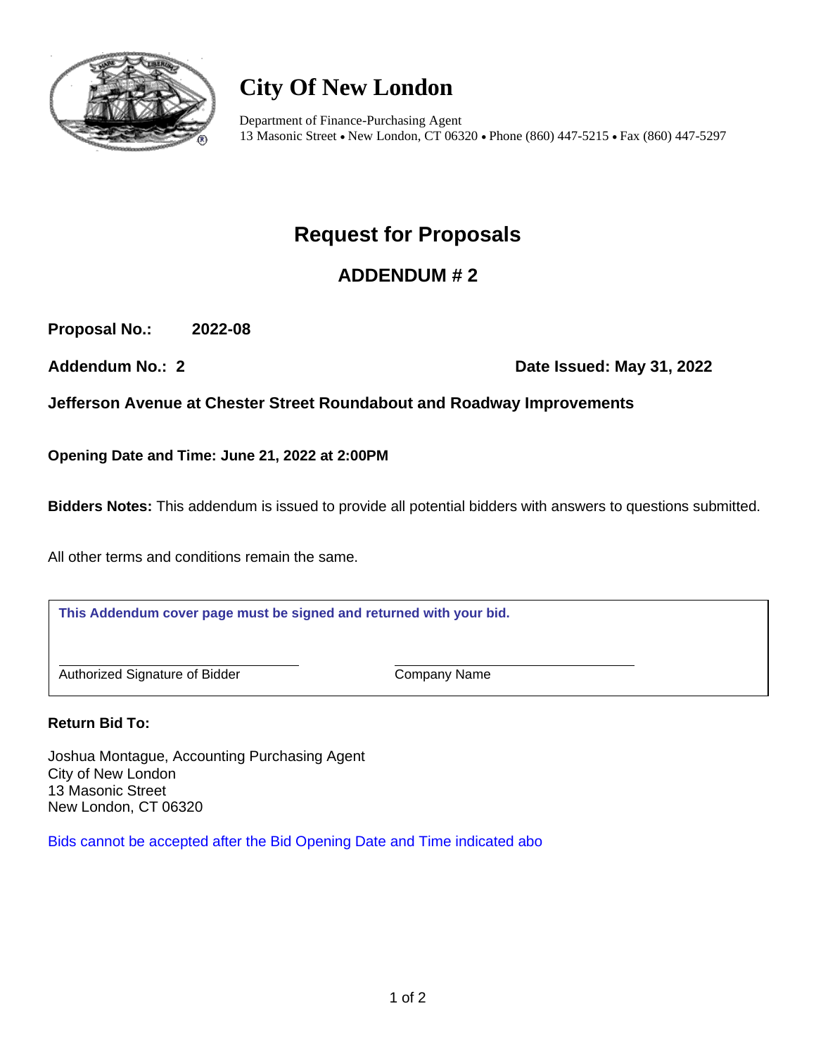# City Of New London

Department of Finance-Purchasing Agent
13 Masonic Street • New London, CT 06320 • Phone (860) 447-5215 • Fax (860) 447-5297

## Request for Proposals

### ADDENDUM # 2

**Proposal No.: 2022-08**

**Addendum No.: 2** **Date Issued: May 31, 2022**

**Jefferson Avenue at Chester Street Roundabout and Roadway Improvements**

**Opening Date and Time: June 21, 2022 at 2:00PM**

**Bidders Notes:** This addendum is issued to provide all potential bidders with answers to questions submitted.

All other terms and conditions remain the same.

**This Addendum cover page must be signed and returned with your bid.**

\_\_\_\_\_\_\_\_\_\_\_\_\_\_\_\_\_\_\_\_\_\_\_\_\_\_\_\_\_\_
Authorized Signature of Bidder

\_\_\_\_\_\_\_\_\_\_\_\_\_\_\_\_\_\_\_\_\_\_\_\_\_\_\_\_\_\_
Company Name

**Return Bid To:**

Joshua Montague, Accounting Purchasing Agent
City of New London
13 Masonic Street
New London, CT 06320

Bids cannot be accepted after the Bid Opening Date and Time indicated abo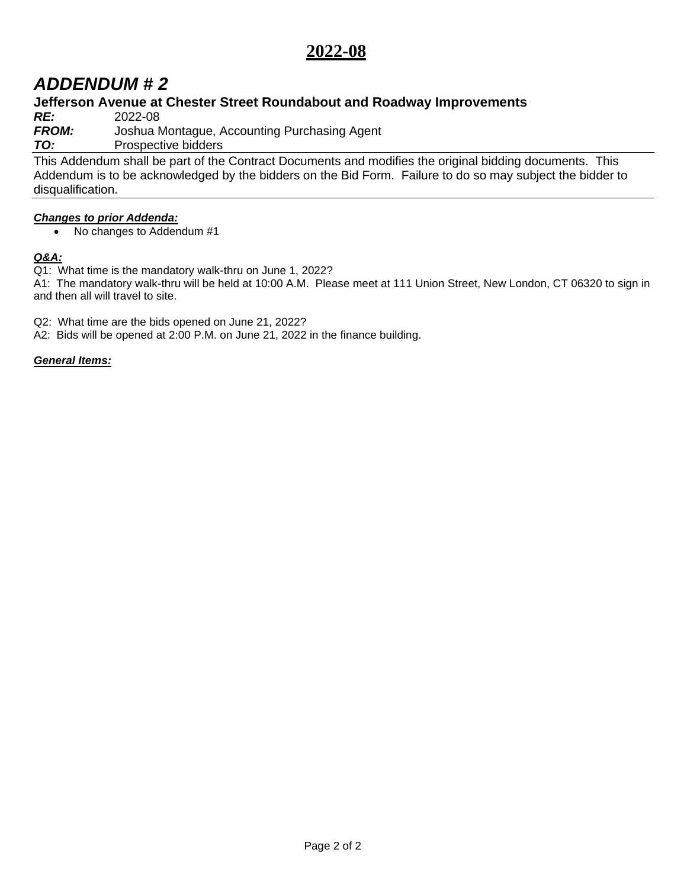# 2022-08

## *ADDENDUM # 2*

**Jefferson Avenue at Chester Street Roundabout and Roadway Improvements**

***RE:*** 2022-08
***FROM:*** Joshua Montague, Accounting Purchasing Agent
***TO:*** Prospective bidders

This Addendum shall be part of the Contract Documents and modifies the original bidding documents. This Addendum is to be acknowledged by the bidders on the Bid Form. Failure to do so may subject the bidder to disqualification.

***Changes to prior Addenda:***

- No changes to Addendum #1

***Q&A:***

Q1: What time is the mandatory walk-thru on June 1, 2022?
A1: The mandatory walk-thru will be held at 10:00 A.M. Please meet at 111 Union Street, New London, CT 06320 to sign in and then all will travel to site.

Q2: What time are the bids opened on June 21, 2022?
A2: Bids will be opened at 2:00 P.M. on June 21, 2022 in the finance building.

***General Items:***